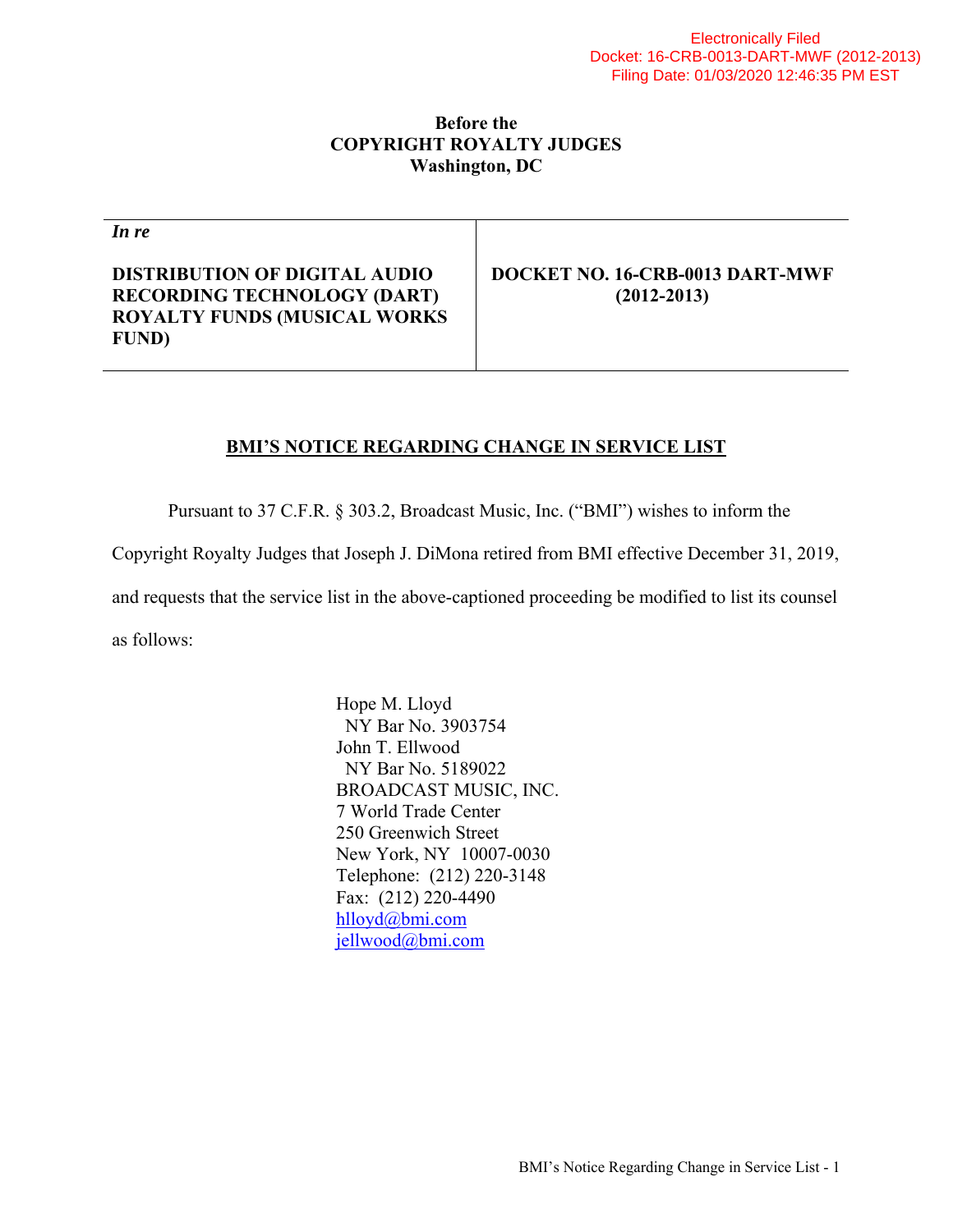Electronically Filed
Docket: 16-CRB-0013-DART-MWF (2012-2013)
Filing Date: 01/03/2020 12:46:35 PM EST

**Before the**
**COPYRIGHT ROYALTY JUDGES**
**Washington, DC**

| *In re* <br><br> **DISTRIBUTION OF DIGITAL AUDIO RECORDING TECHNOLOGY (DART) ROYALTY FUNDS (MUSICAL WORKS FUND)** | **DOCKET NO. 16-CRB-0013 DART-MWF (2012-2013)** |
|---|---|

## BMI'S NOTICE REGARDING CHANGE IN SERVICE LIST

Pursuant to 37 C.F.R. § 303.2, Broadcast Music, Inc. ("BMI") wishes to inform the Copyright Royalty Judges that Joseph J. DiMona retired from BMI effective December 31, 2019, and requests that the service list in the above-captioned proceeding be modified to list its counsel as follows:

Hope M. Lloyd
NY Bar No. 3903754
John T. Ellwood
NY Bar No. 5189022
BROADCAST MUSIC, INC.
7 World Trade Center
250 Greenwich Street
New York, NY 10007-0030
Telephone: (212) 220-3148
Fax: (212) 220-4490
hlloyd@bmi.com
jellwood@bmi.com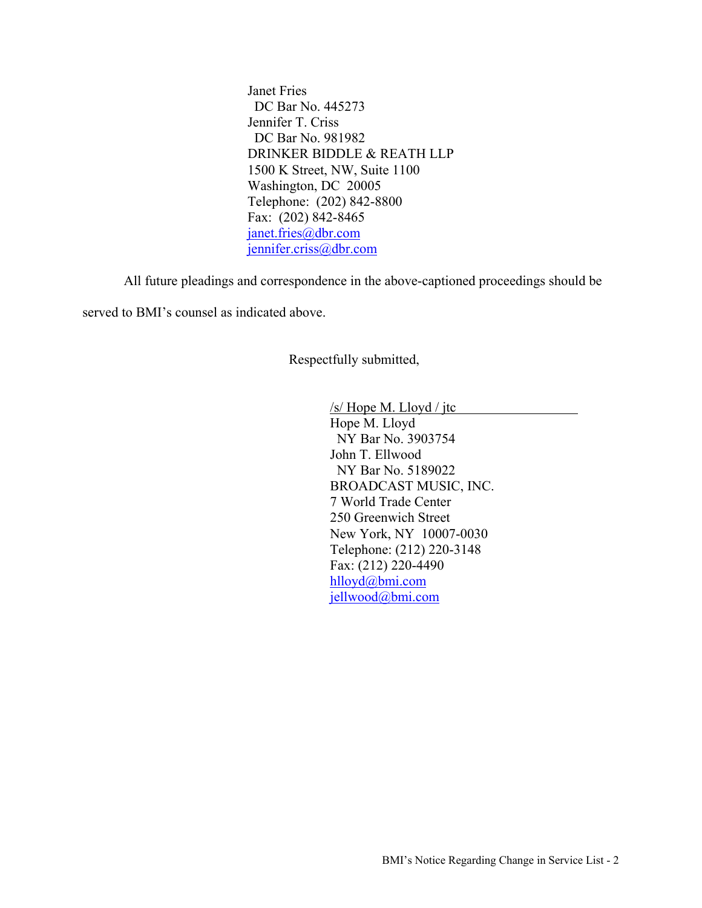Janet Fries
 DC Bar No. 445273
Jennifer T. Criss
 DC Bar No. 981982
DRINKER BIDDLE & REATH LLP
1500 K Street, NW, Suite 1100
Washington, DC 20005
Telephone: (202) 842-8800
Fax: (202) 842-8465
janet.fries@dbr.com
jennifer.criss@dbr.com

All future pleadings and correspondence in the above-captioned proceedings should be served to BMI's counsel as indicated above.

Respectfully submitted,

/s/ Hope M. Lloyd / jtc
Hope M. Lloyd
 NY Bar No. 3903754
John T. Ellwood
 NY Bar No. 5189022
BROADCAST MUSIC, INC.
7 World Trade Center
250 Greenwich Street
New York, NY 10007-0030
Telephone: (212) 220-3148
Fax: (212) 220-4490
hlloyd@bmi.com
jellwood@bmi.com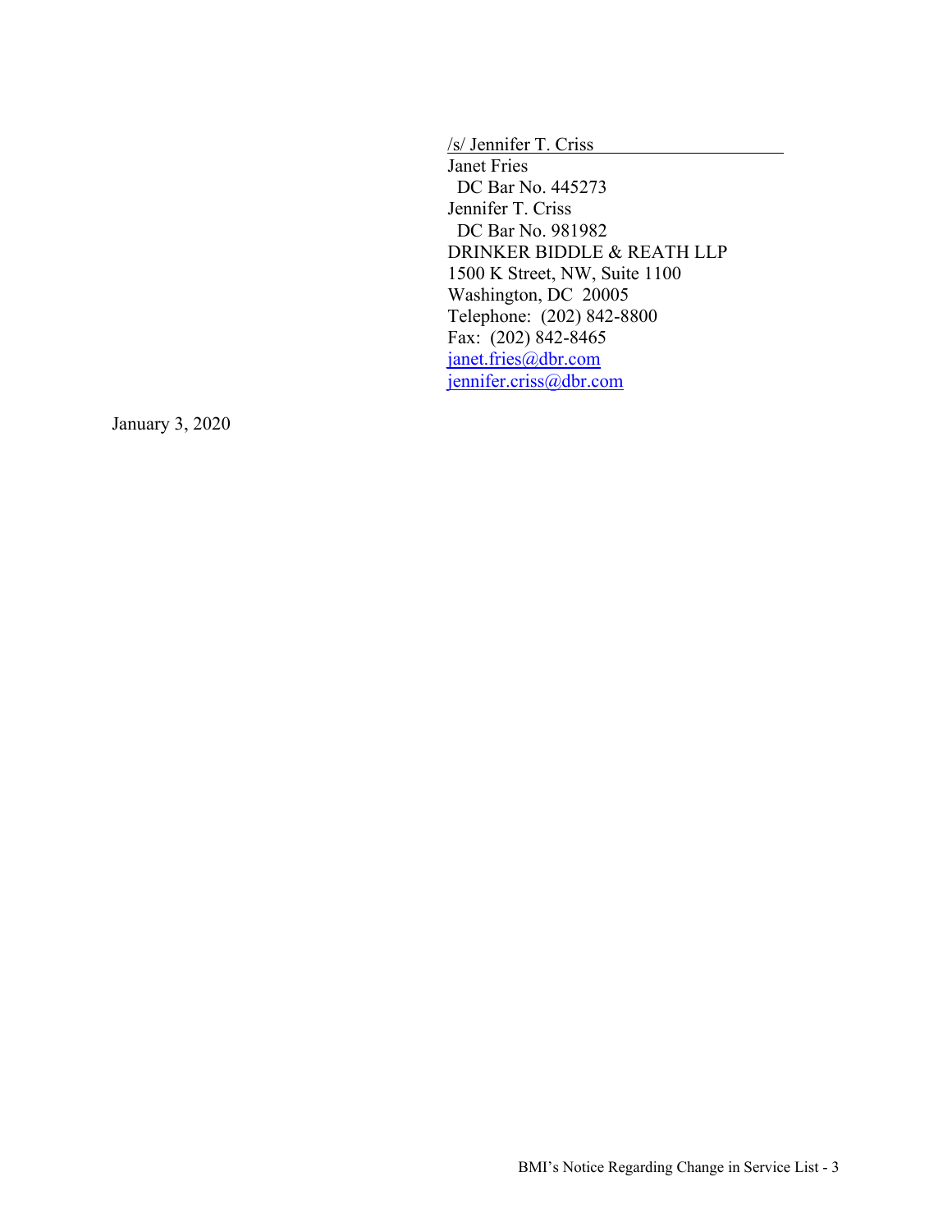/s/ Jennifer T. Criss

Janet Fries
DC Bar No. 445273
Jennifer T. Criss
DC Bar No. 981982
DRINKER BIDDLE & REATH LLP
1500 K Street, NW, Suite 1100
Washington, DC 20005
Telephone: (202) 842-8800
Fax: (202) 842-8465
janet.fries@dbr.com
jennifer.criss@dbr.com

January 3, 2020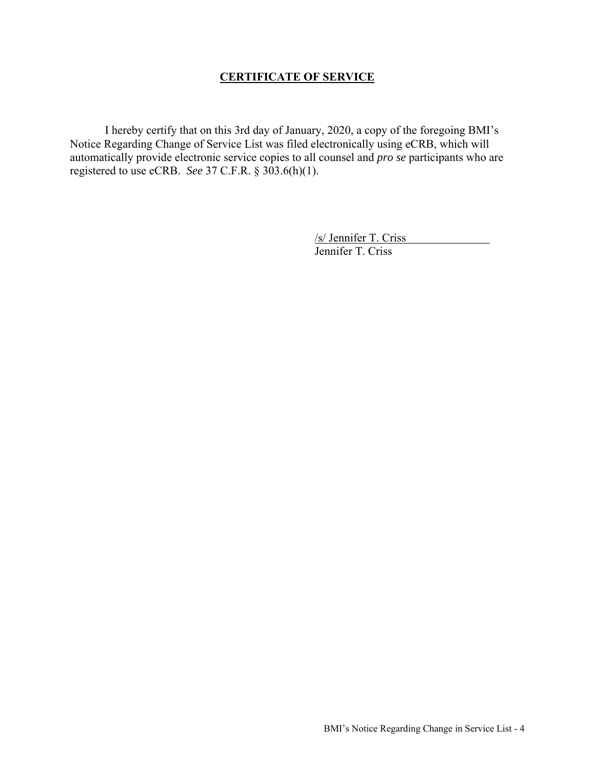## CERTIFICATE OF SERVICE

I hereby certify that on this 3rd day of January, 2020, a copy of the foregoing BMI's Notice Regarding Change of Service List was filed electronically using eCRB, which will automatically provide electronic service copies to all counsel and *pro se* participants who are registered to use eCRB. *See* 37 C.F.R. § 303.6(h)(1).

/s/ Jennifer T. Criss
Jennifer T. Criss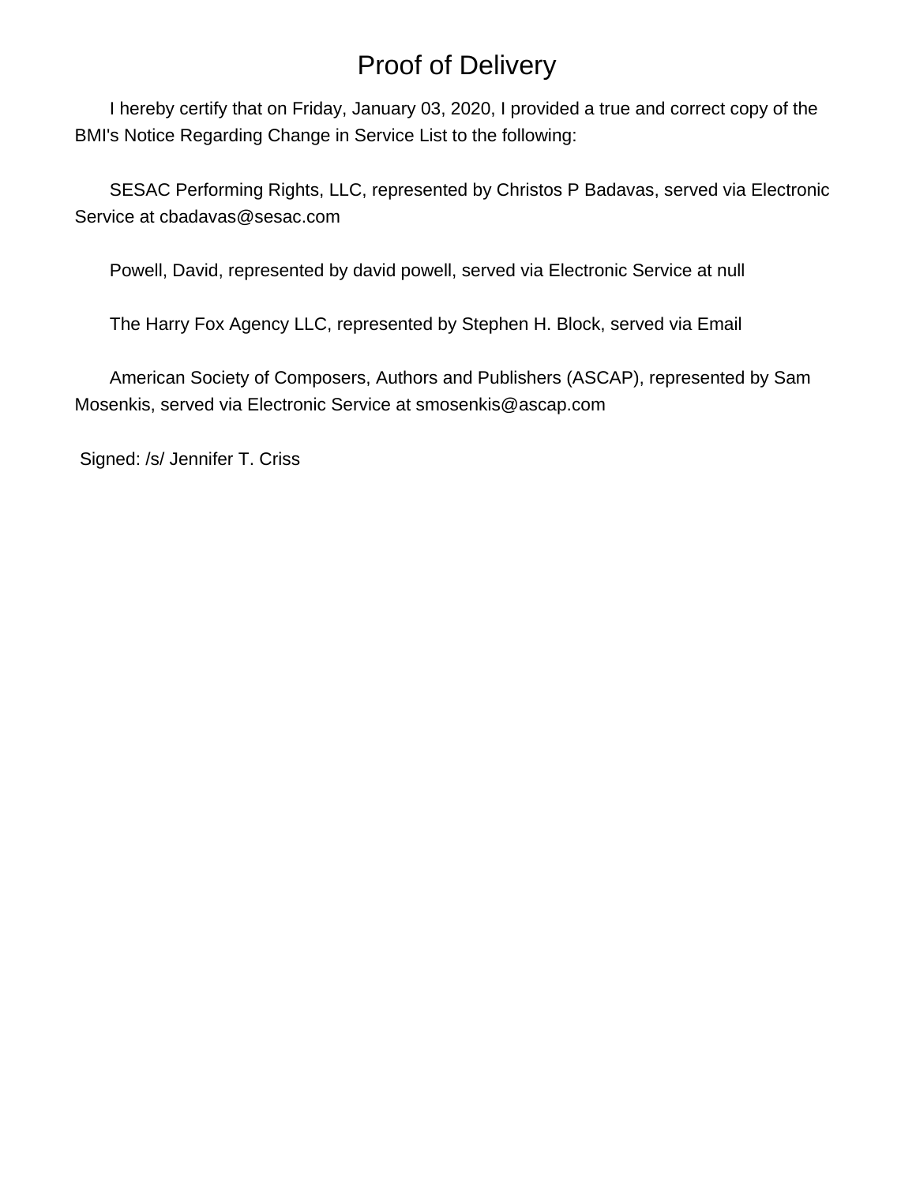# Proof of Delivery

I hereby certify that on Friday, January 03, 2020, I provided a true and correct copy of the BMI's Notice Regarding Change in Service List to the following:

SESAC Performing Rights, LLC, represented by Christos P Badavas, served via Electronic Service at cbadavas@sesac.com

Powell, David, represented by david powell, served via Electronic Service at null

The Harry Fox Agency LLC, represented by Stephen H. Block, served via Email

American Society of Composers, Authors and Publishers (ASCAP), represented by Sam Mosenkis, served via Electronic Service at smosenkis@ascap.com

Signed: /s/ Jennifer T. Criss